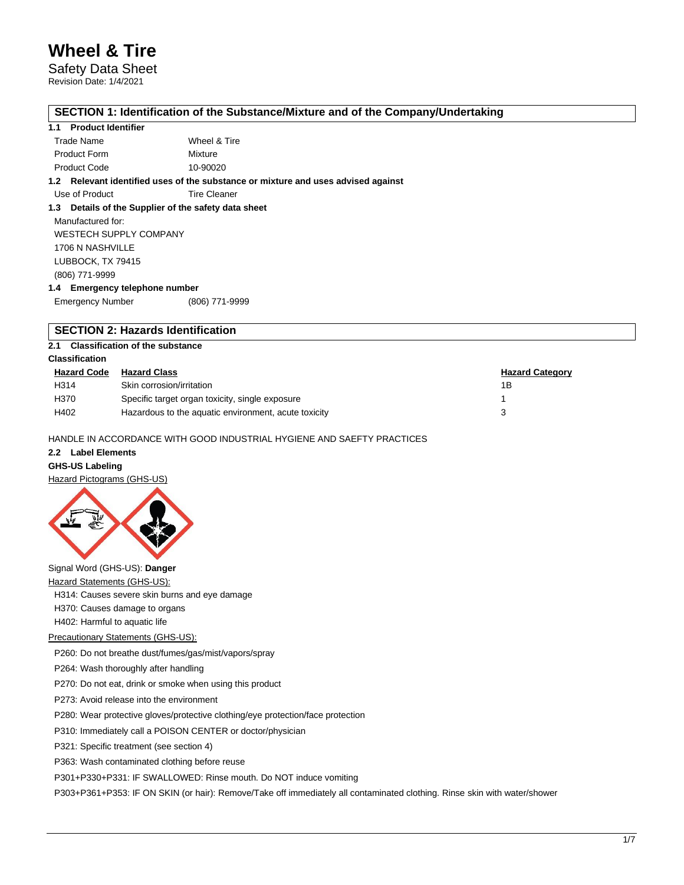# Wheel & Tire

Safety Data Sheet

Revision Date: 1/4/2021

## SECTION 1: Identification of the Substance/Mixture and of the Company/Undertaking

### 1.1 Product Identifier

| | |
|---|---|
| Trade Name | Wheel & Tire |
| Product Form | Mixture |
| Product Code | 10-90020 |

### 1.2 Relevant identified uses of the substance or mixture and uses advised against

| | |
|---|---|
| Use of Product | Tire Cleaner |

### 1.3 Details of the Supplier of the safety data sheet

Manufactured for:
WESTECH SUPPLY COMPANY
1706 N NASHVILLE
LUBBOCK, TX 79415
(806) 771-9999

### 1.4 Emergency telephone number

| | |
|---|---|
| Emergency Number | (806) 771-9999 |

## SECTION 2: Hazards Identification

### 2.1 Classification of the substance

**Classification**

| Hazard Code | Hazard Class | Hazard Category |
|---|---|---|
| H314 | Skin corrosion/irritation | 1B |
| H370 | Specific target organ toxicity, single exposure | 1 |
| H402 | Hazardous to the aquatic environment, acute toxicity | 3 |

HANDLE IN ACCORDANCE WITH GOOD INDUSTRIAL HYGIENE AND SAEFTY PRACTICES

### 2.2 Label Elements

**GHS-US Labeling**

Hazard Pictograms (GHS-US)

Signal Word (GHS-US): **Danger**

Hazard Statements (GHS-US):

H314: Causes severe skin burns and eye damage
H370: Causes damage to organs
H402: Harmful to aquatic life

Precautionary Statements (GHS-US):

P260: Do not breathe dust/fumes/gas/mist/vapors/spray

P264: Wash thoroughly after handling

P270: Do not eat, drink or smoke when using this product

P273: Avoid release into the environment

P280: Wear protective gloves/protective clothing/eye protection/face protection

P310: Immediately call a POISON CENTER or doctor/physician

P321: Specific treatment (see section 4)

P363: Wash contaminated clothing before reuse

P301+P330+P331: IF SWALLOWED: Rinse mouth. Do NOT induce vomiting

P303+P361+P353: IF ON SKIN (or hair): Remove/Take off immediately all contaminated clothing. Rinse skin with water/shower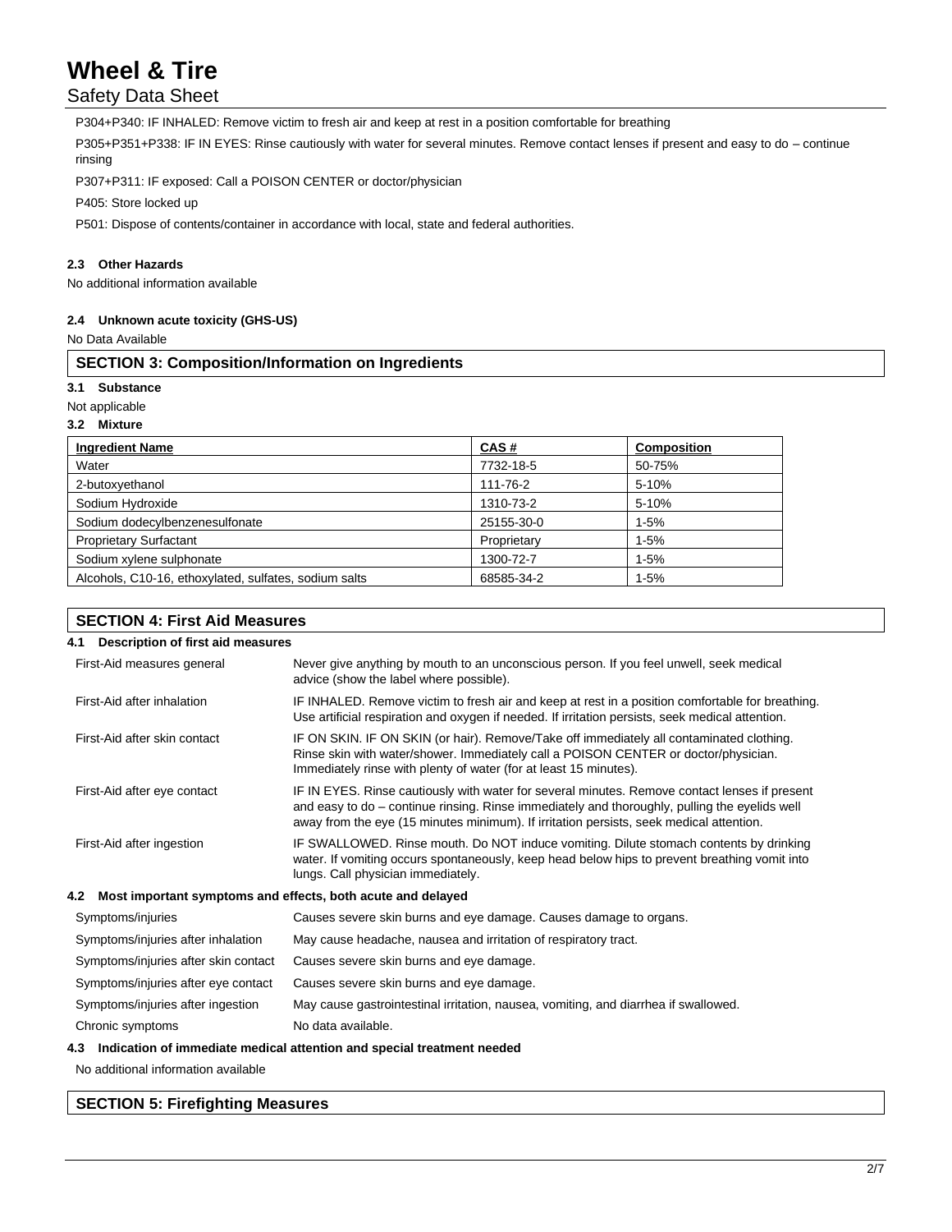P304+P340: IF INHALED: Remove victim to fresh air and keep at rest in a position comfortable for breathing

P305+P351+P338: IF IN EYES: Rinse cautiously with water for several minutes. Remove contact lenses if present and easy to do – continue rinsing

P307+P311: IF exposed: Call a POISON CENTER or doctor/physician

P405: Store locked up

P501: Dispose of contents/container in accordance with local, state and federal authorities.

#### 2.3 Other Hazards

No additional information available

#### 2.4 Unknown acute toxicity (GHS-US)

No Data Available

## SECTION 3: Composition/Information on Ingredients

#### 3.1 Substance

Not applicable

#### 3.2 Mixture

| Ingredient Name | CAS # | Composition |
|---|---|---|
| Water | 7732-18-5 | 50-75% |
| 2-butoxyethanol | 111-76-2 | 5-10% |
| Sodium Hydroxide | 1310-73-2 | 5-10% |
| Sodium dodecylbenzenesulfonate | 25155-30-0 | 1-5% |
| Proprietary Surfactant | Proprietary | 1-5% |
| Sodium xylene sulphonate | 1300-72-7 | 1-5% |
| Alcohols, C10-16, ethoxylated, sulfates, sodium salts | 68585-34-2 | 1-5% |

## SECTION 4: First Aid Measures

#### 4.1 Description of first aid measures

| | |
|---|---|
| First-Aid measures general | Never give anything by mouth to an unconscious person. If you feel unwell, seek medical advice (show the label where possible). |
| First-Aid after inhalation | IF INHALED. Remove victim to fresh air and keep at rest in a position comfortable for breathing. Use artificial respiration and oxygen if needed. If irritation persists, seek medical attention. |
| First-Aid after skin contact | IF ON SKIN. IF ON SKIN (or hair). Remove/Take off immediately all contaminated clothing. Rinse skin with water/shower. Immediately call a POISON CENTER or doctor/physician. Immediately rinse with plenty of water (for at least 15 minutes). |
| First-Aid after eye contact | IF IN EYES. Rinse cautiously with water for several minutes. Remove contact lenses if present and easy to do – continue rinsing. Rinse immediately and thoroughly, pulling the eyelids well away from the eye (15 minutes minimum). If irritation persists, seek medical attention. |
| First-Aid after ingestion | IF SWALLOWED. Rinse mouth. Do NOT induce vomiting. Dilute stomach contents by drinking water. If vomiting occurs spontaneously, keep head below hips to prevent breathing vomit into lungs. Call physician immediately. |

#### 4.2 Most important symptoms and effects, both acute and delayed

| | |
|---|---|
| Symptoms/injuries | Causes severe skin burns and eye damage. Causes damage to organs. |
| Symptoms/injuries after inhalation | May cause headache, nausea and irritation of respiratory tract. |
| Symptoms/injuries after skin contact | Causes severe skin burns and eye damage. |
| Symptoms/injuries after eye contact | Causes severe skin burns and eye damage. |
| Symptoms/injuries after ingestion | May cause gastrointestinal irritation, nausea, vomiting, and diarrhea if swallowed. |
| Chronic symptoms | No data available. |

#### 4.3 Indication of immediate medical attention and special treatment needed

No additional information available

## SECTION 5: Firefighting Measures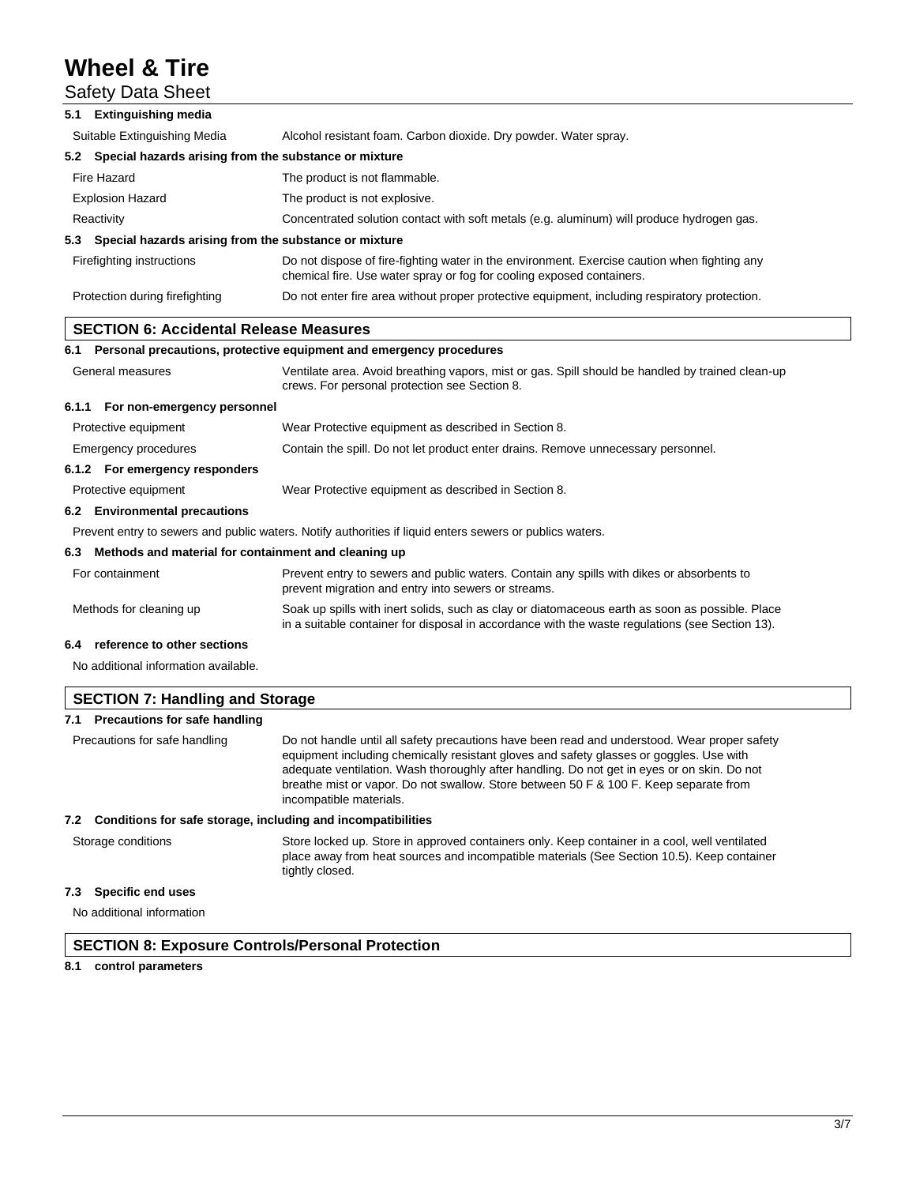### 5.1 Extinguishing media

| | |
|---|---|
| Suitable Extinguishing Media | Alcohol resistant foam. Carbon dioxide. Dry powder. Water spray. |

### 5.2 Special hazards arising from the substance or mixture

| | |
|---|---|
| Fire Hazard | The product is not flammable. |
| Explosion Hazard | The product is not explosive. |
| Reactivity | Concentrated solution contact with soft metals (e.g. aluminum) will produce hydrogen gas. |

### 5.3 Special hazards arising from the substance or mixture

| | |
|---|---|
| Firefighting instructions | Do not dispose of fire-fighting water in the environment. Exercise caution when fighting any chemical fire. Use water spray or fog for cooling exposed containers. |
| Protection during firefighting | Do not enter fire area without proper protective equipment, including respiratory protection. |

## SECTION 6: Accidental Release Measures

### 6.1 Personal precautions, protective equipment and emergency procedures

| | |
|---|---|
| General measures | Ventilate area. Avoid breathing vapors, mist or gas. Spill should be handled by trained clean-up crews. For personal protection see Section 8. |

#### 6.1.1 For non-emergency personnel

| | |
|---|---|
| Protective equipment | Wear Protective equipment as described in Section 8. |
| Emergency procedures | Contain the spill. Do not let product enter drains. Remove unnecessary personnel. |

#### 6.1.2 For emergency responders

| | |
|---|---|
| Protective equipment | Wear Protective equipment as described in Section 8. |

### 6.2 Environmental precautions

Prevent entry to sewers and public waters. Notify authorities if liquid enters sewers or publics waters.

### 6.3 Methods and material for containment and cleaning up

| | |
|---|---|
| For containment | Prevent entry to sewers and public waters. Contain any spills with dikes or absorbents to prevent migration and entry into sewers or streams. |
| Methods for cleaning up | Soak up spills with inert solids, such as clay or diatomaceous earth as soon as possible. Place in a suitable container for disposal in accordance with the waste regulations (see Section 13). |

### 6.4 reference to other sections

No additional information available.

## SECTION 7: Handling and Storage

### 7.1 Precautions for safe handling

| | |
|---|---|
| Precautions for safe handling | Do not handle until all safety precautions have been read and understood. Wear proper safety equipment including chemically resistant gloves and safety glasses or goggles. Use with adequate ventilation. Wash thoroughly after handling. Do not get in eyes or on skin. Do not breathe mist or vapor. Do not swallow. Store between 50 F & 100 F. Keep separate from incompatible materials. |

### 7.2 Conditions for safe storage, including and incompatibilities

| | |
|---|---|
| Storage conditions | Store locked up. Store in approved containers only. Keep container in a cool, well ventilated place away from heat sources and incompatible materials (See Section 10.5). Keep container tightly closed. |

### 7.3 Specific end uses

No additional information

## SECTION 8: Exposure Controls/Personal Protection

### 8.1 control parameters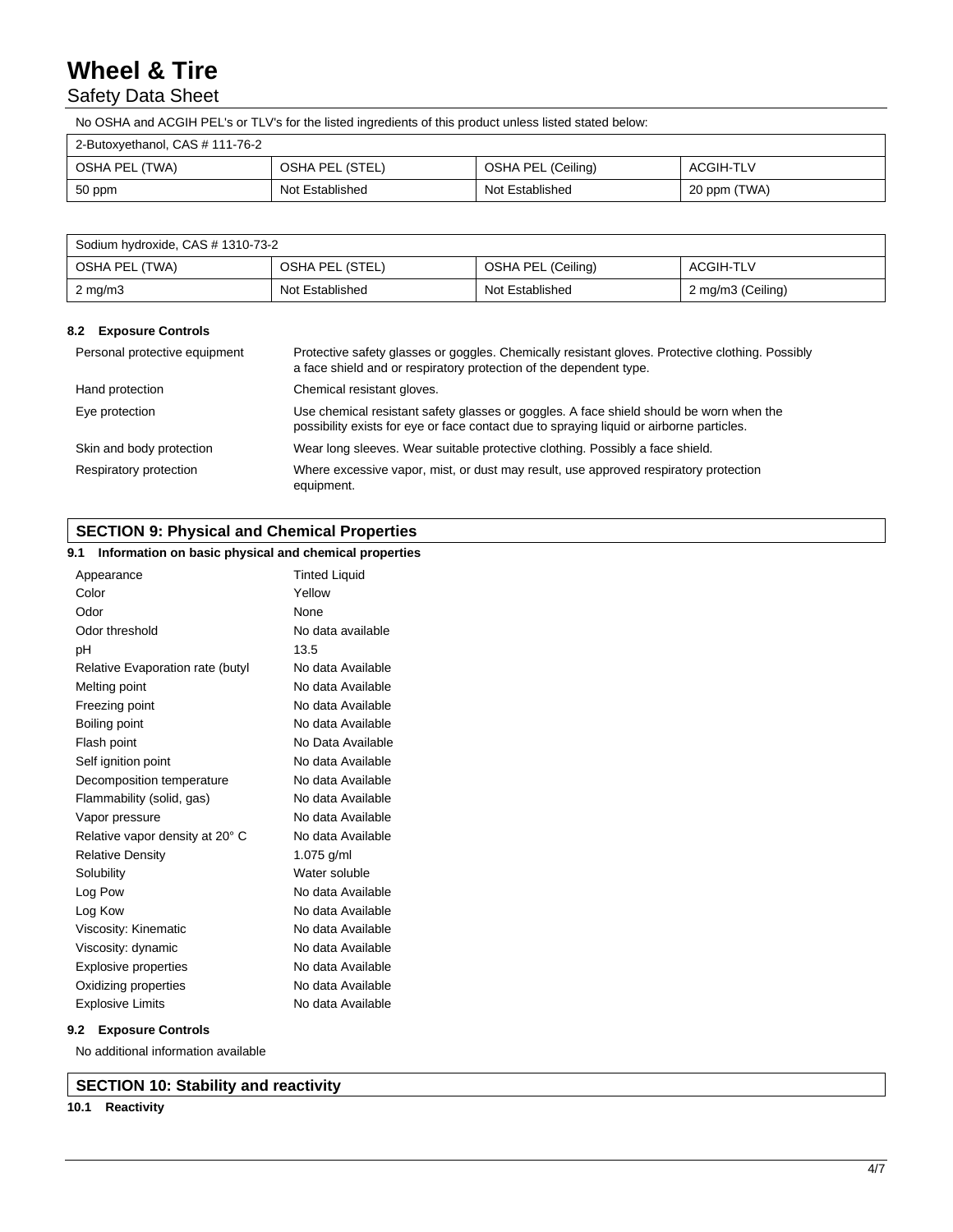No OSHA and ACGIH PEL's or TLV's for the listed ingredients of this product unless listed stated below:

| 2-Butoxyethanol, CAS # 111-76-2 | | | |
|---|---|---|---|
| OSHA PEL (TWA) | OSHA PEL (STEL) | OSHA PEL (Ceiling) | ACGIH-TLV |
| 50 ppm | Not Established | Not Established | 20 ppm (TWA) |

| Sodium hydroxide, CAS # 1310-73-2 | | | |
|---|---|---|---|
| OSHA PEL (TWA) | OSHA PEL (STEL) | OSHA PEL (Ceiling) | ACGIH-TLV |
| 2 mg/m3 | Not Established | Not Established | 2 mg/m3 (Ceiling) |

### 8.2 Exposure Controls

| | |
|---|---|
| Personal protective equipment | Protective safety glasses or goggles. Chemically resistant gloves. Protective clothing. Possibly a face shield and or respiratory protection of the dependent type. |
| Hand protection | Chemical resistant gloves. |
| Eye protection | Use chemical resistant safety glasses or goggles. A face shield should be worn when the possibility exists for eye or face contact due to spraying liquid or airborne particles. |
| Skin and body protection | Wear long sleeves. Wear suitable protective clothing. Possibly a face shield. |
| Respiratory protection | Where excessive vapor, mist, or dust may result, use approved respiratory protection equipment. |

## SECTION 9: Physical and Chemical Properties

### 9.1 Information on basic physical and chemical properties

| | |
|---|---|
| Appearance | Tinted Liquid |
| Color | Yellow |
| Odor | None |
| Odor threshold | No data available |
| pH | 13.5 |
| Relative Evaporation rate (butyl | No data Available |
| Melting point | No data Available |
| Freezing point | No data Available |
| Boiling point | No data Available |
| Flash point | No Data Available |
| Self ignition point | No data Available |
| Decomposition temperature | No data Available |
| Flammability (solid, gas) | No data Available |
| Vapor pressure | No data Available |
| Relative vapor density at 20° C | No data Available |
| Relative Density | 1.075 g/ml |
| Solubility | Water soluble |
| Log Pow | No data Available |
| Log Kow | No data Available |
| Viscosity: Kinematic | No data Available |
| Viscosity: dynamic | No data Available |
| Explosive properties | No data Available |
| Oxidizing properties | No data Available |
| Explosive Limits | No data Available |

### 9.2 Exposure Controls

No additional information available

## SECTION 10: Stability and reactivity

### 10.1 Reactivity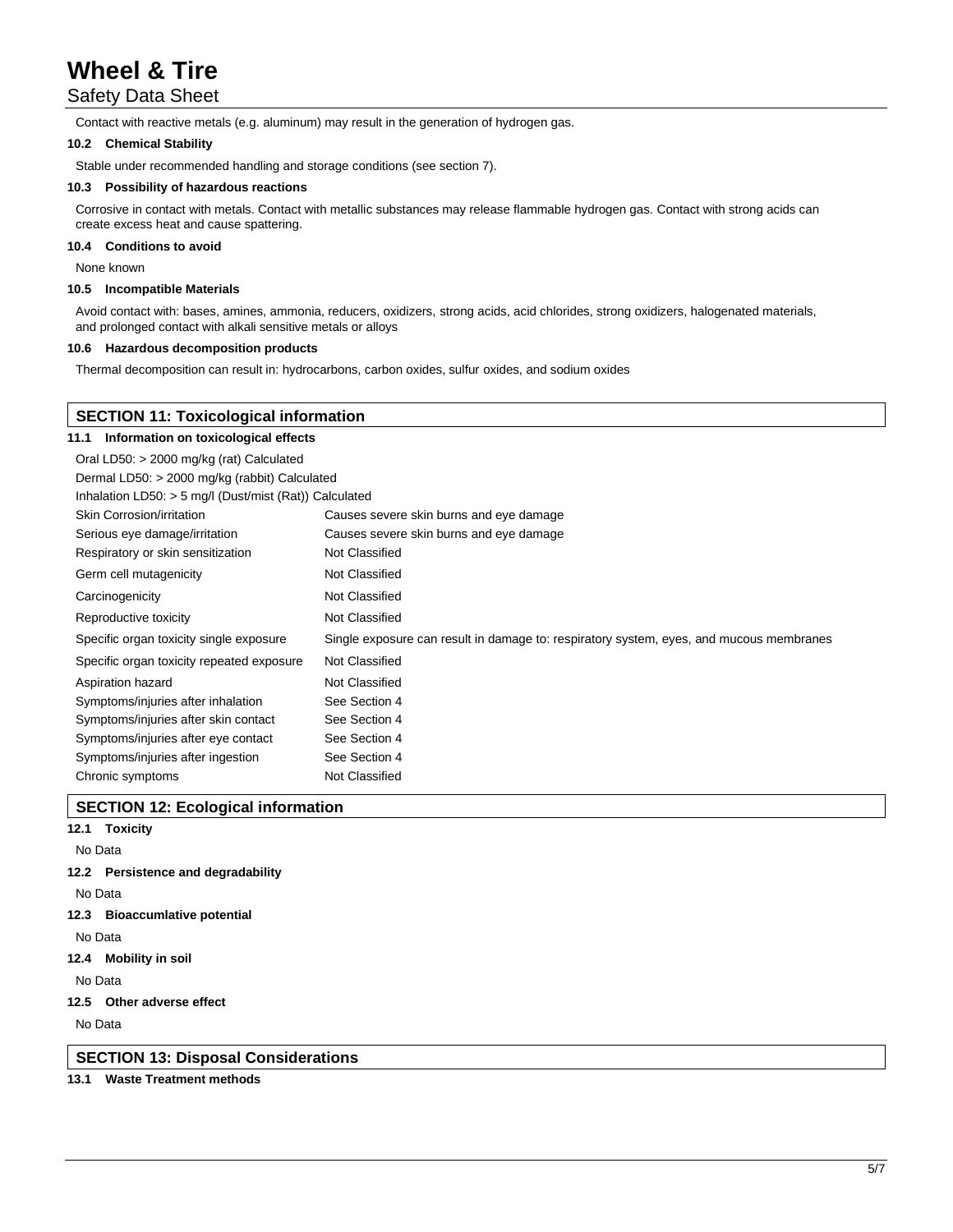Contact with reactive metals (e.g. aluminum) may result in the generation of hydrogen gas.

**10.2 Chemical Stability**

Stable under recommended handling and storage conditions (see section 7).

**10.3 Possibility of hazardous reactions**

Corrosive in contact with metals. Contact with metallic substances may release flammable hydrogen gas. Contact with strong acids can create excess heat and cause spattering.

**10.4 Conditions to avoid**

None known

**10.5 Incompatible Materials**

Avoid contact with: bases, amines, ammonia, reducers, oxidizers, strong acids, acid chlorides, strong oxidizers, halogenated materials, and prolonged contact with alkali sensitive metals or alloys

**10.6 Hazardous decomposition products**

Thermal decomposition can result in: hydrocarbons, carbon oxides, sulfur oxides, and sodium oxides

## SECTION 11: Toxicological information

**11.1 Information on toxicological effects**

Oral LD50: > 2000 mg/kg (rat) Calculated

Dermal LD50: > 2000 mg/kg (rabbit) Calculated

Inhalation LD50: > 5 mg/l (Dust/mist (Rat)) Calculated

| | |
|---|---|
| Skin Corrosion/irritation | Causes severe skin burns and eye damage |
| Serious eye damage/irritation | Causes severe skin burns and eye damage |
| Respiratory or skin sensitization | Not Classified |
| Germ cell mutagenicity | Not Classified |
| Carcinogenicity | Not Classified |
| Reproductive toxicity | Not Classified |
| Specific organ toxicity single exposure | Single exposure can result in damage to: respiratory system, eyes, and mucous membranes |
| Specific organ toxicity repeated exposure | Not Classified |
| Aspiration hazard | Not Classified |
| Symptoms/injuries after inhalation | See Section 4 |
| Symptoms/injuries after skin contact | See Section 4 |
| Symptoms/injuries after eye contact | See Section 4 |
| Symptoms/injuries after ingestion | See Section 4 |
| Chronic symptoms | Not Classified |

## SECTION 12: Ecological information

**12.1 Toxicity**

No Data

**12.2 Persistence and degradability**

No Data

**12.3 Bioaccumlative potential**

No Data

**12.4 Mobility in soil**

No Data

**12.5 Other adverse effect**

No Data

## SECTION 13: Disposal Considerations

**13.1 Waste Treatment methods**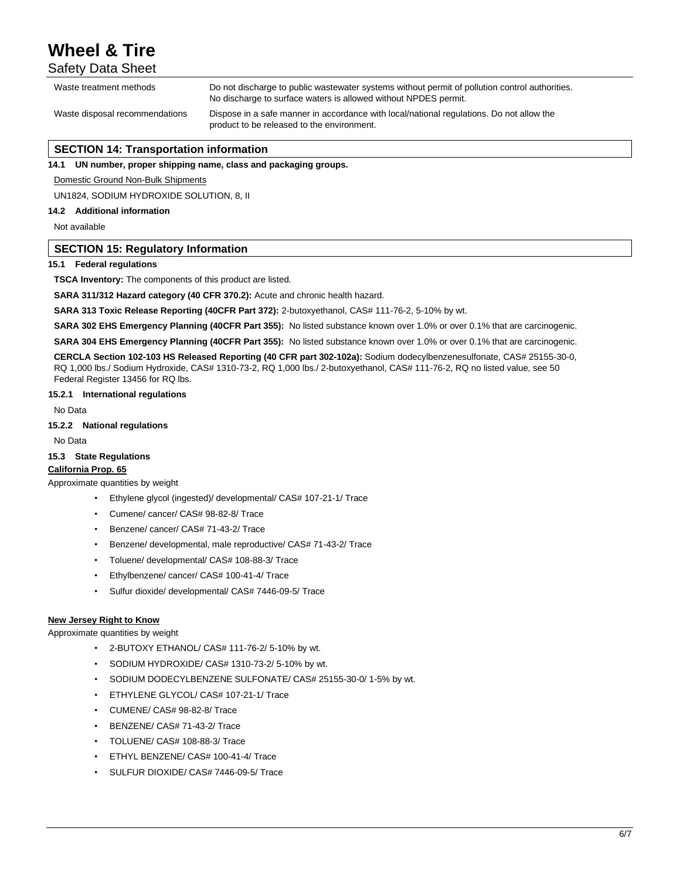| | |
|---|---|
| Waste treatment methods | Do not discharge to public wastewater systems without permit of pollution control authorities. No discharge to surface waters is allowed without NPDES permit. |
| Waste disposal recommendations | Dispose in a safe manner in accordance with local/national regulations. Do not allow the product to be released to the environment. |

## SECTION 14: Transportation information

### 14.1 UN number, proper shipping name, class and packaging groups.

Domestic Ground Non-Bulk Shipments

UN1824, SODIUM HYDROXIDE SOLUTION, 8, II

### 14.2 Additional information

Not available

## SECTION 15: Regulatory Information

### 15.1 Federal regulations

**TSCA Inventory:** The components of this product are listed.

**SARA 311/312 Hazard category (40 CFR 370.2):** Acute and chronic health hazard.

**SARA 313 Toxic Release Reporting (40CFR Part 372):** 2-butoxyethanol, CAS# 111-76-2, 5-10% by wt.

**SARA 302 EHS Emergency Planning (40CFR Part 355):** No listed substance known over 1.0% or over 0.1% that are carcinogenic.

**SARA 304 EHS Emergency Planning (40CFR Part 355):** No listed substance known over 1.0% or over 0.1% that are carcinogenic.

**CERCLA Section 102-103 HS Released Reporting (40 CFR part 302-102a):** Sodium dodecylbenzenesulfonate, CAS# 25155-30-0, RQ 1,000 lbs./ Sodium Hydroxide, CAS# 1310-73-2, RQ 1,000 lbs./ 2-butoxyethanol, CAS# 111-76-2, RQ no listed value, see 50 Federal Register 13456 for RQ lbs.

### 15.2.1 International regulations

No Data

### 15.2.2 National regulations

No Data

### 15.3 State Regulations

**California Prop. 65**

Approximate quantities by weight

- Ethylene glycol (ingested)/ developmental/ CAS# 107-21-1/ Trace
- Cumene/ cancer/ CAS# 98-82-8/ Trace
- Benzene/ cancer/ CAS# 71-43-2/ Trace
- Benzene/ developmental, male reproductive/ CAS# 71-43-2/ Trace
- Toluene/ developmental/ CAS# 108-88-3/ Trace
- Ethylbenzene/ cancer/ CAS# 100-41-4/ Trace
- Sulfur dioxide/ developmental/ CAS# 7446-09-5/ Trace

**New Jersey Right to Know**

Approximate quantities by weight

- 2-BUTOXY ETHANOL/ CAS# 111-76-2/ 5-10% by wt.
- SODIUM HYDROXIDE/ CAS# 1310-73-2/ 5-10% by wt.
- SODIUM DODECYLBENZENE SULFONATE/ CAS# 25155-30-0/ 1-5% by wt.
- ETHYLENE GLYCOL/ CAS# 107-21-1/ Trace
- CUMENE/ CAS# 98-82-8/ Trace
- BENZENE/ CAS# 71-43-2/ Trace
- TOLUENE/ CAS# 108-88-3/ Trace
- ETHYL BENZENE/ CAS# 100-41-4/ Trace
- SULFUR DIOXIDE/ CAS# 7446-09-5/ Trace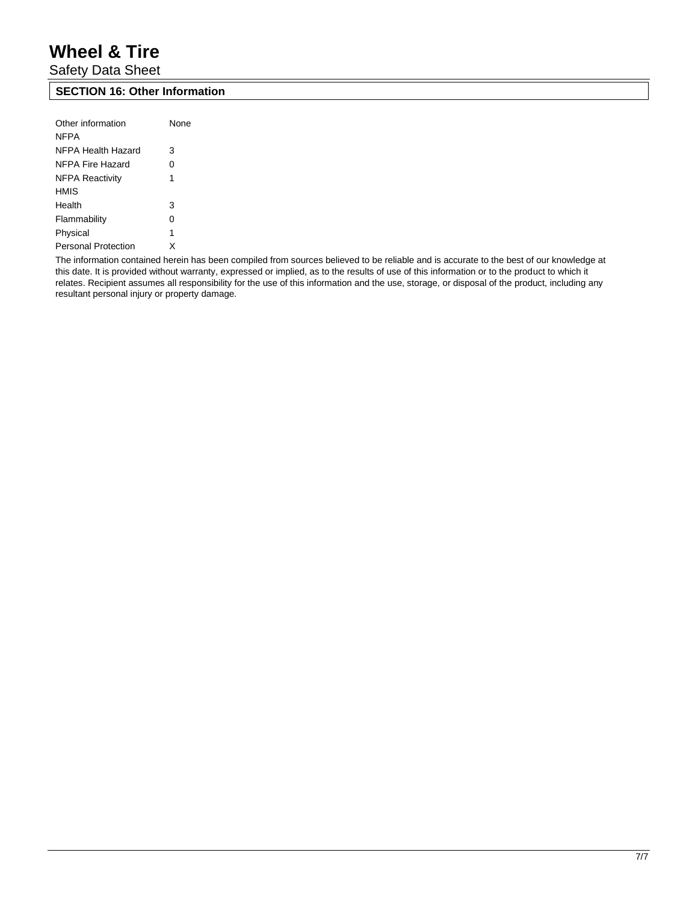## SECTION 16: Other Information

| | |
|---|---|
| Other information | None |
| NFPA | |
| NFPA Health Hazard | 3 |
| NFPA Fire Hazard | 0 |
| NFPA Reactivity | 1 |
| HMIS | |
| Health | 3 |
| Flammability | 0 |
| Physical | 1 |
| Personal Protection | X |

The information contained herein has been compiled from sources believed to be reliable and is accurate to the best of our knowledge at this date. It is provided without warranty, expressed or implied, as to the results of use of this information or to the product to which it relates. Recipient assumes all responsibility for the use of this information and the use, storage, or disposal of the product, including any resultant personal injury or property damage.